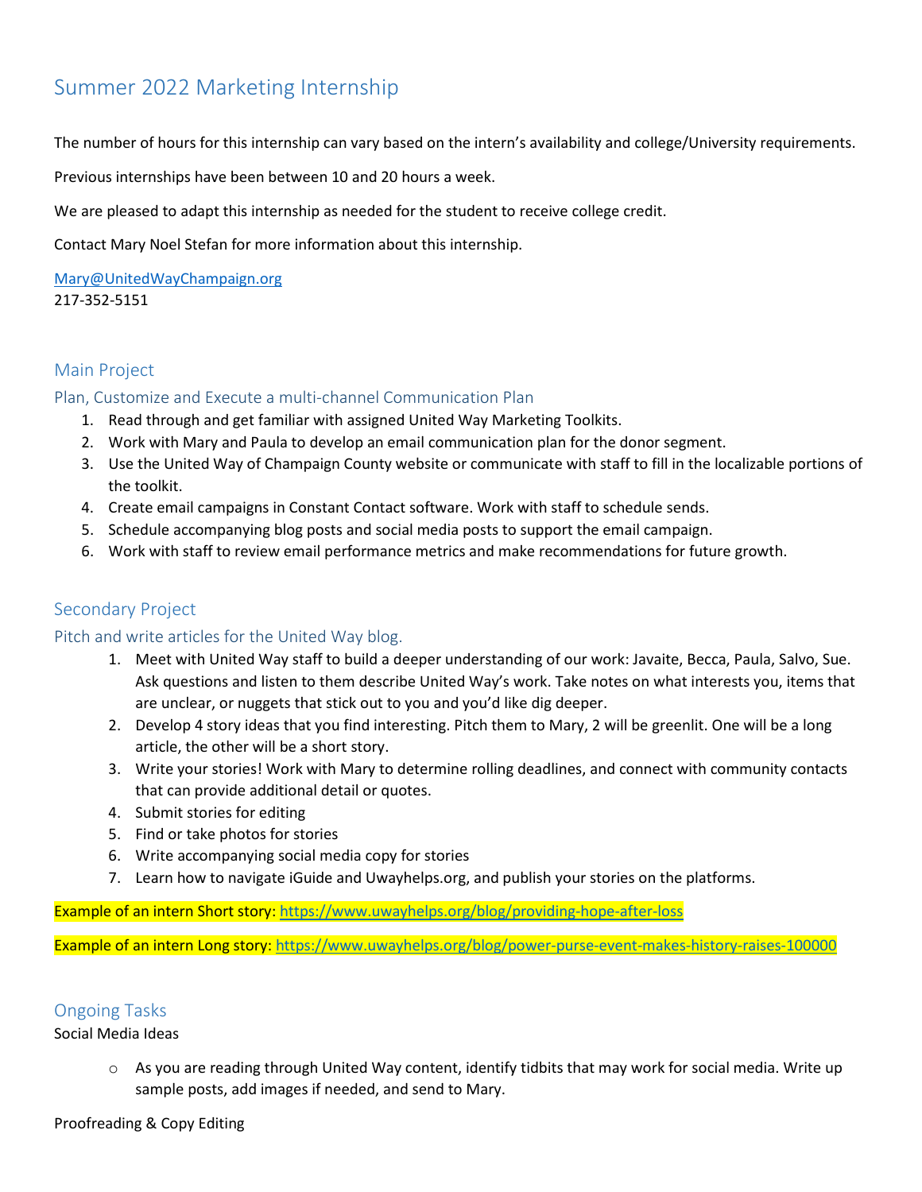# Summer 2022 Marketing Internship

The number of hours for this internship can vary based on the intern's availability and college/University requirements.

Previous internships have been between 10 and 20 hours a week.

We are pleased to adapt this internship as needed for the student to receive college credit.

Contact Mary Noel Stefan for more information about this internship.

Mary@UnitedWayChampaign.org
217-352-5151

## Main Project

### Plan, Customize and Execute a multi-channel Communication Plan

1. Read through and get familiar with assigned United Way Marketing Toolkits.
2. Work with Mary and Paula to develop an email communication plan for the donor segment.
3. Use the United Way of Champaign County website or communicate with staff to fill in the localizable portions of the toolkit.
4. Create email campaigns in Constant Contact software. Work with staff to schedule sends.
5. Schedule accompanying blog posts and social media posts to support the email campaign.
6. Work with staff to review email performance metrics and make recommendations for future growth.

## Secondary Project

### Pitch and write articles for the United Way blog.

1. Meet with United Way staff to build a deeper understanding of our work: Javaite, Becca, Paula, Salvo, Sue. Ask questions and listen to them describe United Way's work. Take notes on what interests you, items that are unclear, or nuggets that stick out to you and you'd like dig deeper.
2. Develop 4 story ideas that you find interesting. Pitch them to Mary, 2 will be greenlit. One will be a long article, the other will be a short story.
3. Write your stories! Work with Mary to determine rolling deadlines, and connect with community contacts that can provide additional detail or quotes.
4. Submit stories for editing
5. Find or take photos for stories
6. Write accompanying social media copy for stories
7. Learn how to navigate iGuide and Uwayhelps.org, and publish your stories on the platforms.

Example of an intern Short story: https://www.uwayhelps.org/blog/providing-hope-after-loss

Example of an intern Long story: https://www.uwayhelps.org/blog/power-purse-event-makes-history-raises-100000

## Ongoing Tasks

Social Media Ideas

- As you are reading through United Way content, identify tidbits that may work for social media. Write up sample posts, add images if needed, and send to Mary.

Proofreading & Copy Editing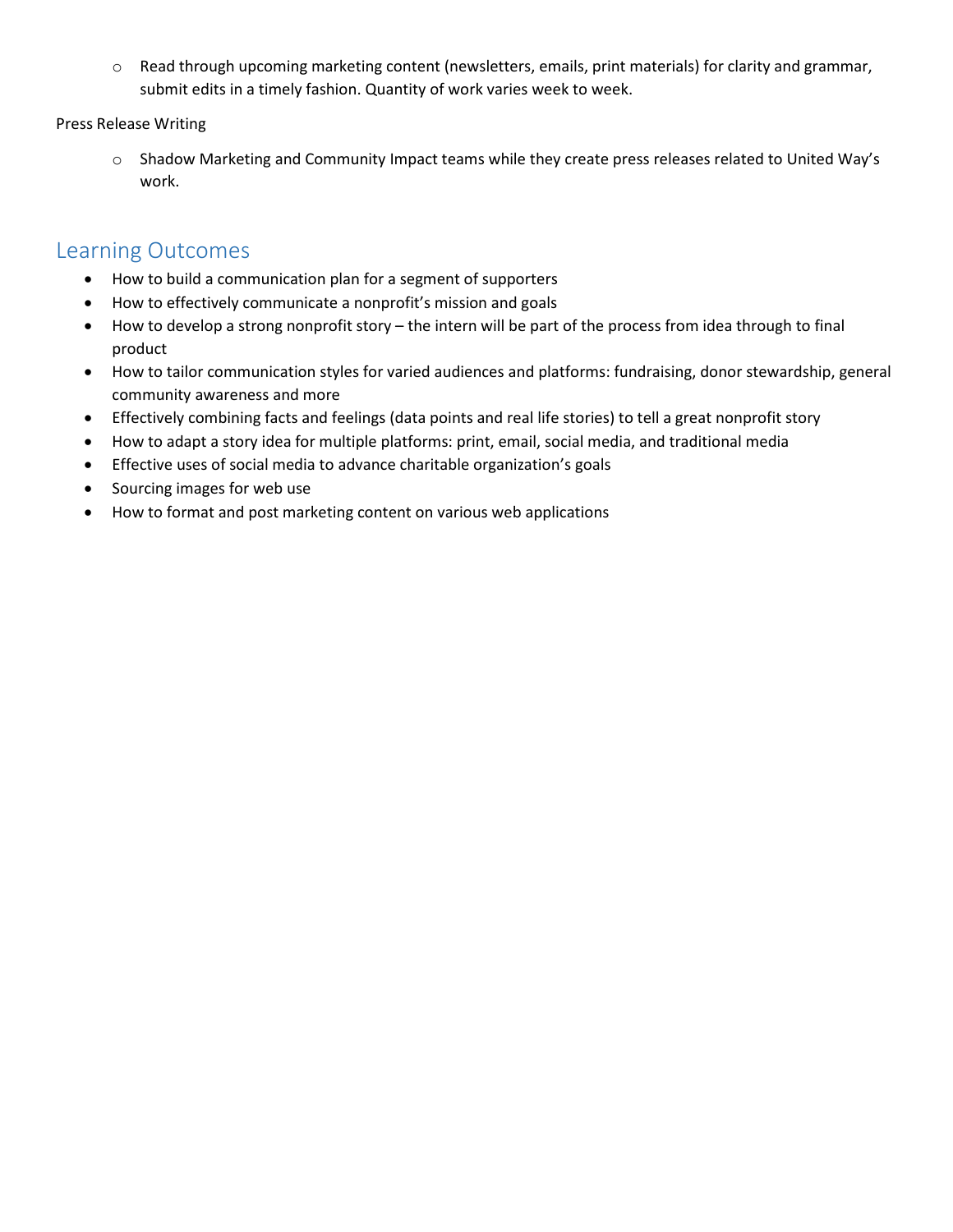- Read through upcoming marketing content (newsletters, emails, print materials) for clarity and grammar, submit edits in a timely fashion. Quantity of work varies week to week.

Press Release Writing

- Shadow Marketing and Community Impact teams while they create press releases related to United Way's work.

## Learning Outcomes

- How to build a communication plan for a segment of supporters
- How to effectively communicate a nonprofit's mission and goals
- How to develop a strong nonprofit story – the intern will be part of the process from idea through to final product
- How to tailor communication styles for varied audiences and platforms: fundraising, donor stewardship, general community awareness and more
- Effectively combining facts and feelings (data points and real life stories) to tell a great nonprofit story
- How to adapt a story idea for multiple platforms: print, email, social media, and traditional media
- Effective uses of social media to advance charitable organization's goals
- Sourcing images for web use
- How to format and post marketing content on various web applications